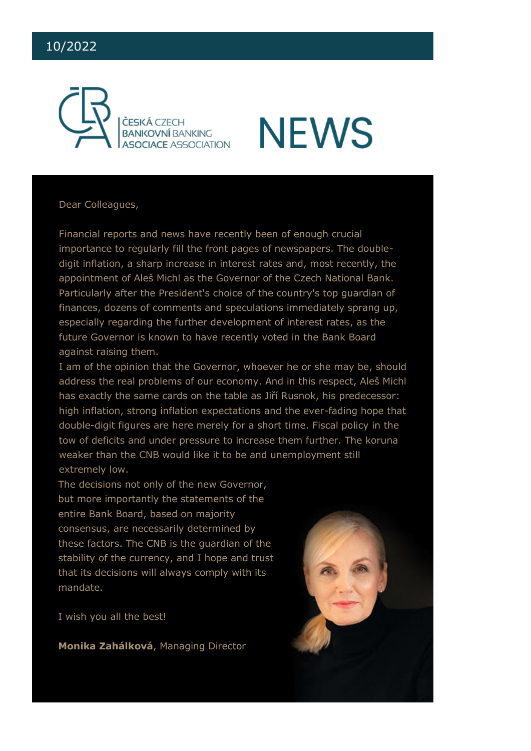10/2022

ČESKÁ CZECH BANKOVNÍ BANKING ASOCIACE ASSOCIATION

# NEWS

Dear Colleagues,

Financial reports and news have recently been of enough crucial importance to regularly fill the front pages of newspapers. The double-digit inflation, a sharp increase in interest rates and, most recently, the appointment of Aleš Michl as the Governor of the Czech National Bank. Particularly after the President's choice of the country's top guardian of finances, dozens of comments and speculations immediately sprang up, especially regarding the further development of interest rates, as the future Governor is known to have recently voted in the Bank Board against raising them.

I am of the opinion that the Governor, whoever he or she may be, should address the real problems of our economy. And in this respect, Aleš Michl has exactly the same cards on the table as Jiří Rusnok, his predecessor: high inflation, strong inflation expectations and the ever-fading hope that double-digit figures are here merely for a short time. Fiscal policy in the tow of deficits and under pressure to increase them further. The koruna weaker than the CNB would like it to be and unemployment still extremely low.

The decisions not only of the new Governor, but more importantly the statements of the entire Bank Board, based on majority consensus, are necessarily determined by these factors. The CNB is the guardian of the stability of the currency, and I hope and trust that its decisions will always comply with its mandate.

I wish you all the best!

**Monika Zahálková**, Managing Director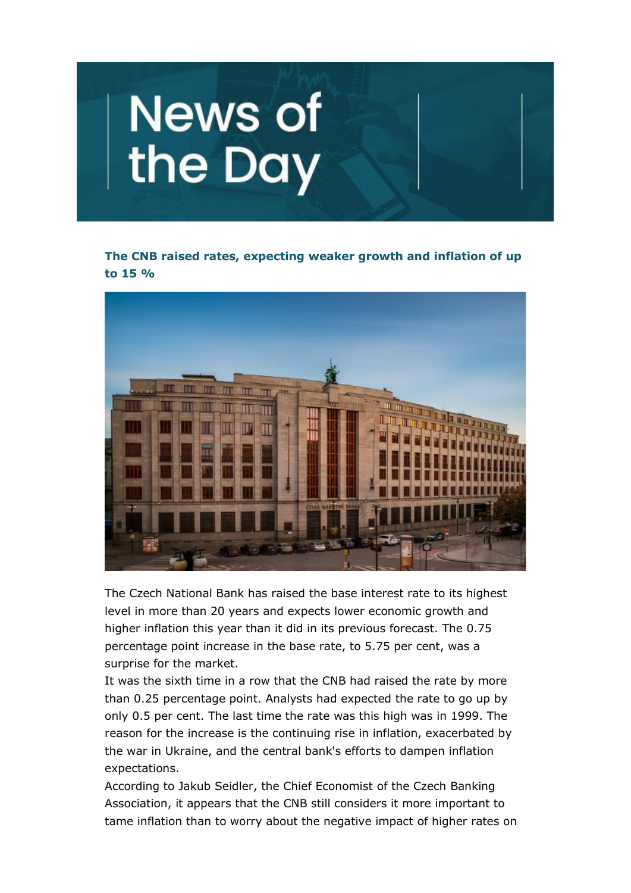# News of the Day

### The CNB raised rates, expecting weaker growth and inflation of up to 15 %

The Czech National Bank has raised the base interest rate to its highest level in more than 20 years and expects lower economic growth and higher inflation this year than it did in its previous forecast. The 0.75 percentage point increase in the base rate, to 5.75 per cent, was a surprise for the market.

It was the sixth time in a row that the CNB had raised the rate by more than 0.25 percentage point. Analysts had expected the rate to go up by only 0.5 per cent. The last time the rate was this high was in 1999. The reason for the increase is the continuing rise in inflation, exacerbated by the war in Ukraine, and the central bank's efforts to dampen inflation expectations.

According to Jakub Seidler, the Chief Economist of the Czech Banking Association, it appears that the CNB still considers it more important to tame inflation than to worry about the negative impact of higher rates on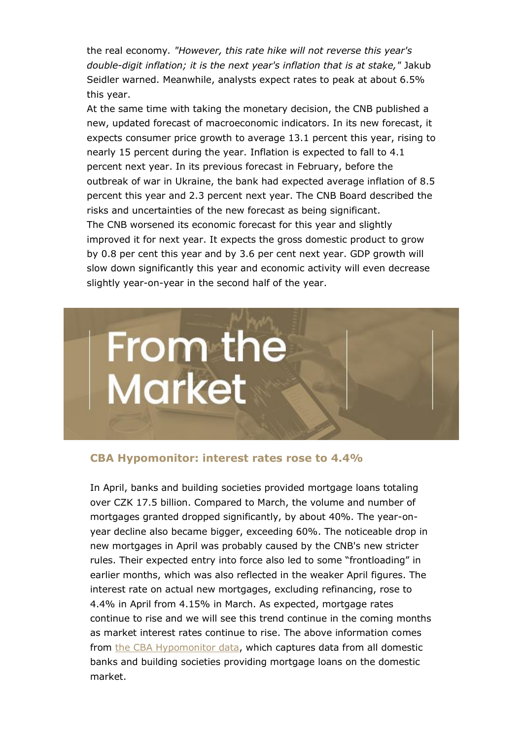the real economy. *"However, this rate hike will not reverse this year's double-digit inflation; it is the next year's inflation that is at stake,"* Jakub Seidler warned. Meanwhile, analysts expect rates to peak at about 6.5% this year.

At the same time with taking the monetary decision, the CNB published a new, updated forecast of macroeconomic indicators. In its new forecast, it expects consumer price growth to average 13.1 percent this year, rising to nearly 15 percent during the year. Inflation is expected to fall to 4.1 percent next year. In its previous forecast in February, before the outbreak of war in Ukraine, the bank had expected average inflation of 8.5 percent this year and 2.3 percent next year. The CNB Board described the risks and uncertainties of the new forecast as being significant.

The CNB worsened its economic forecast for this year and slightly improved it for next year. It expects the gross domestic product to grow by 0.8 per cent this year and by 3.6 per cent next year. GDP growth will slow down significantly this year and economic activity will even decrease slightly year-on-year in the second half of the year.

# From the Market

### CBA Hypomonitor: interest rates rose to 4.4%

In April, banks and building societies provided mortgage loans totaling over CZK 17.5 billion. Compared to March, the volume and number of mortgages granted dropped significantly, by about 40%. The year-on-year decline also became bigger, exceeding 60%. The noticeable drop in new mortgages in April was probably caused by the CNB's new stricter rules. Their expected entry into force also led to some "frontloading" in earlier months, which was also reflected in the weaker April figures. The interest rate on actual new mortgages, excluding refinancing, rose to 4.4% in April from 4.15% in March. As expected, mortgage rates continue to rise and we will see this trend continue in the coming months as market interest rates continue to rise. The above information comes from the CBA Hypomonitor data, which captures data from all domestic banks and building societies providing mortgage loans on the domestic market.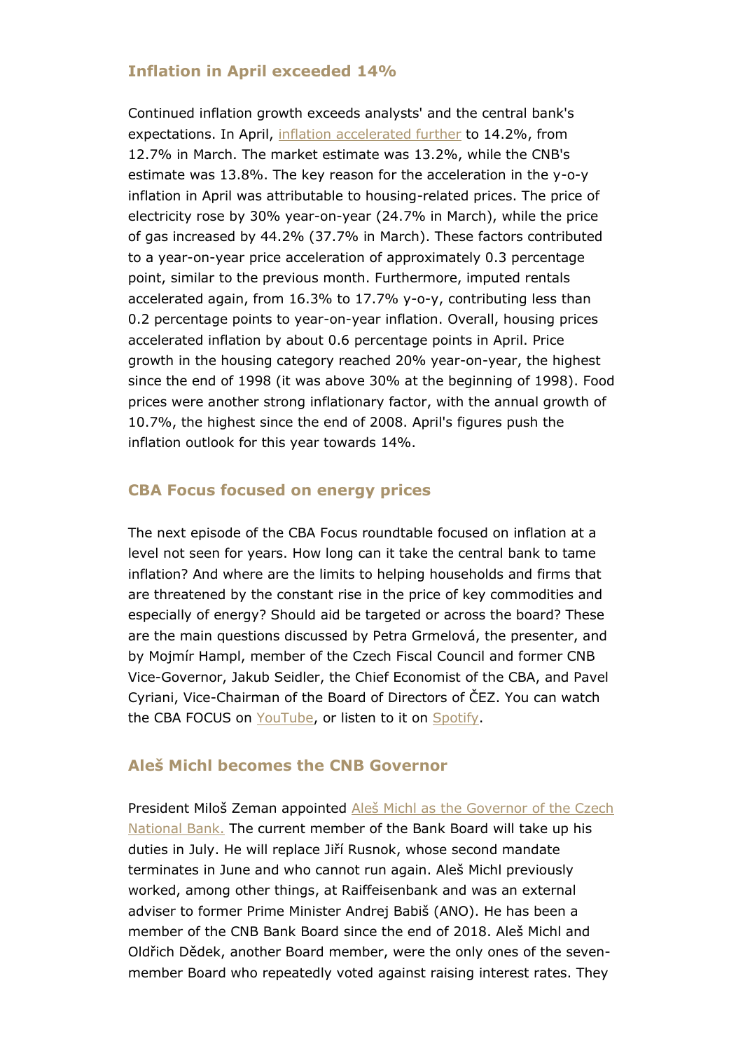## Inflation in April exceeded 14%

Continued inflation growth exceeds analysts' and the central bank's expectations. In April, inflation accelerated further to 14.2%, from 12.7% in March. The market estimate was 13.2%, while the CNB's estimate was 13.8%. The key reason for the acceleration in the y-o-y inflation in April was attributable to housing-related prices. The price of electricity rose by 30% year-on-year (24.7% in March), while the price of gas increased by 44.2% (37.7% in March). These factors contributed to a year-on-year price acceleration of approximately 0.3 percentage point, similar to the previous month. Furthermore, imputed rentals accelerated again, from 16.3% to 17.7% y-o-y, contributing less than 0.2 percentage points to year-on-year inflation. Overall, housing prices accelerated inflation by about 0.6 percentage points in April. Price growth in the housing category reached 20% year-on-year, the highest since the end of 1998 (it was above 30% at the beginning of 1998). Food prices were another strong inflationary factor, with the annual growth of 10.7%, the highest since the end of 2008. April's figures push the inflation outlook for this year towards 14%.

## CBA Focus focused on energy prices

The next episode of the CBA Focus roundtable focused on inflation at a level not seen for years. How long can it take the central bank to tame inflation? And where are the limits to helping households and firms that are threatened by the constant rise in the price of key commodities and especially of energy? Should aid be targeted or across the board? These are the main questions discussed by Petra Grmelová, the presenter, and by Mojmír Hampl, member of the Czech Fiscal Council and former CNB Vice-Governor, Jakub Seidler, the Chief Economist of the CBA, and Pavel Cyriani, Vice-Chairman of the Board of Directors of ČEZ. You can watch the CBA FOCUS on YouTube, or listen to it on Spotify.

## Aleš Michl becomes the CNB Governor

President Miloš Zeman appointed Aleš Michl as the Governor of the Czech National Bank. The current member of the Bank Board will take up his duties in July. He will replace Jiří Rusnok, whose second mandate terminates in June and who cannot run again. Aleš Michl previously worked, among other things, at Raiffeisenbank and was an external adviser to former Prime Minister Andrej Babiš (ANO). He has been a member of the CNB Bank Board since the end of 2018. Aleš Michl and Oldřich Dědek, another Board member, were the only ones of the seven-member Board who repeatedly voted against raising interest rates. They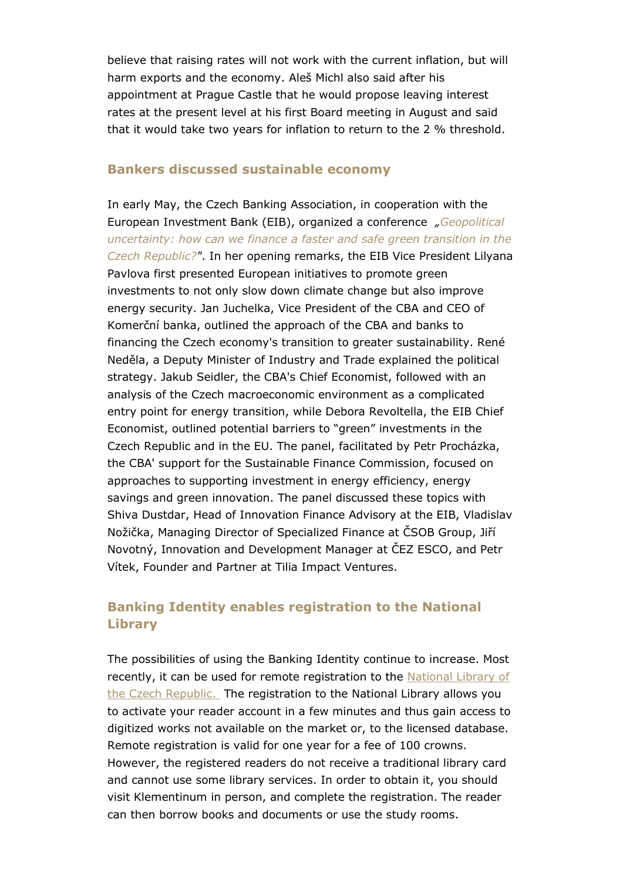believe that raising rates will not work with the current inflation, but will harm exports and the economy. Aleš Michl also said after his appointment at Prague Castle that he would propose leaving interest rates at the present level at his first Board meeting in August and said that it would take two years for inflation to return to the 2 % threshold.

## Bankers discussed sustainable economy

In early May, the Czech Banking Association, in cooperation with the European Investment Bank (EIB), organized a conference *„Geopolitical uncertainty: how can we finance a faster and safe green transition in the Czech Republic?"*. In her opening remarks, the EIB Vice President Lilyana Pavlova first presented European initiatives to promote green investments to not only slow down climate change but also improve energy security. Jan Juchelka, Vice President of the CBA and CEO of Komerční banka, outlined the approach of the CBA and banks to financing the Czech economy's transition to greater sustainability. René Neděla, a Deputy Minister of Industry and Trade explained the political strategy. Jakub Seidler, the CBA's Chief Economist, followed with an analysis of the Czech macroeconomic environment as a complicated entry point for energy transition, while Debora Revoltella, the EIB Chief Economist, outlined potential barriers to "green" investments in the Czech Republic and in the EU. The panel, facilitated by Petr Procházka, the CBA' support for the Sustainable Finance Commission, focused on approaches to supporting investment in energy efficiency, energy savings and green innovation. The panel discussed these topics with Shiva Dustdar, Head of Innovation Finance Advisory at the EIB, Vladislav Nožička, Managing Director of Specialized Finance at ČSOB Group, Jiří Novotný, Innovation and Development Manager at ČEZ ESCO, and Petr Vítek, Founder and Partner at Tilia Impact Ventures.

## Banking Identity enables registration to the National Library

The possibilities of using the Banking Identity continue to increase. Most recently, it can be used for remote registration to the National Library of the Czech Republic. The registration to the National Library allows you to activate your reader account in a few minutes and thus gain access to digitized works not available on the market or, to the licensed database. Remote registration is valid for one year for a fee of 100 crowns. However, the registered readers do not receive a traditional library card and cannot use some library services. In order to obtain it, you should visit Klementinum in person, and complete the registration. The reader can then borrow books and documents or use the study rooms.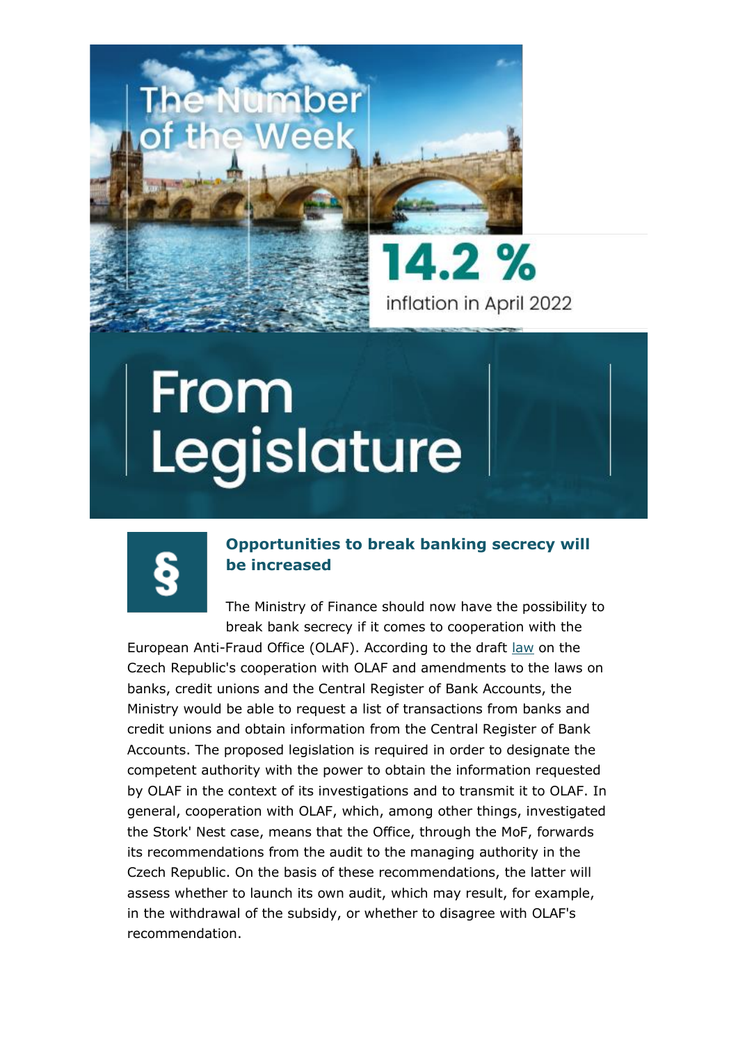## The Number of the Week

**14.2 %**

inflation in April 2022

# From Legislature

### Opportunities to break banking secrecy will be increased

The Ministry of Finance should now have the possibility to break bank secrecy if it comes to cooperation with the European Anti-Fraud Office (OLAF). According to the draft law on the Czech Republic's cooperation with OLAF and amendments to the laws on banks, credit unions and the Central Register of Bank Accounts, the Ministry would be able to request a list of transactions from banks and credit unions and obtain information from the Central Register of Bank Accounts. The proposed legislation is required in order to designate the competent authority with the power to obtain the information requested by OLAF in the context of its investigations and to transmit it to OLAF. In general, cooperation with OLAF, which, among other things, investigated the Stork' Nest case, means that the Office, through the MoF, forwards its recommendations from the audit to the managing authority in the Czech Republic. On the basis of these recommendations, the latter will assess whether to launch its own audit, which may result, for example, in the withdrawal of the subsidy, or whether to disagree with OLAF's recommendation.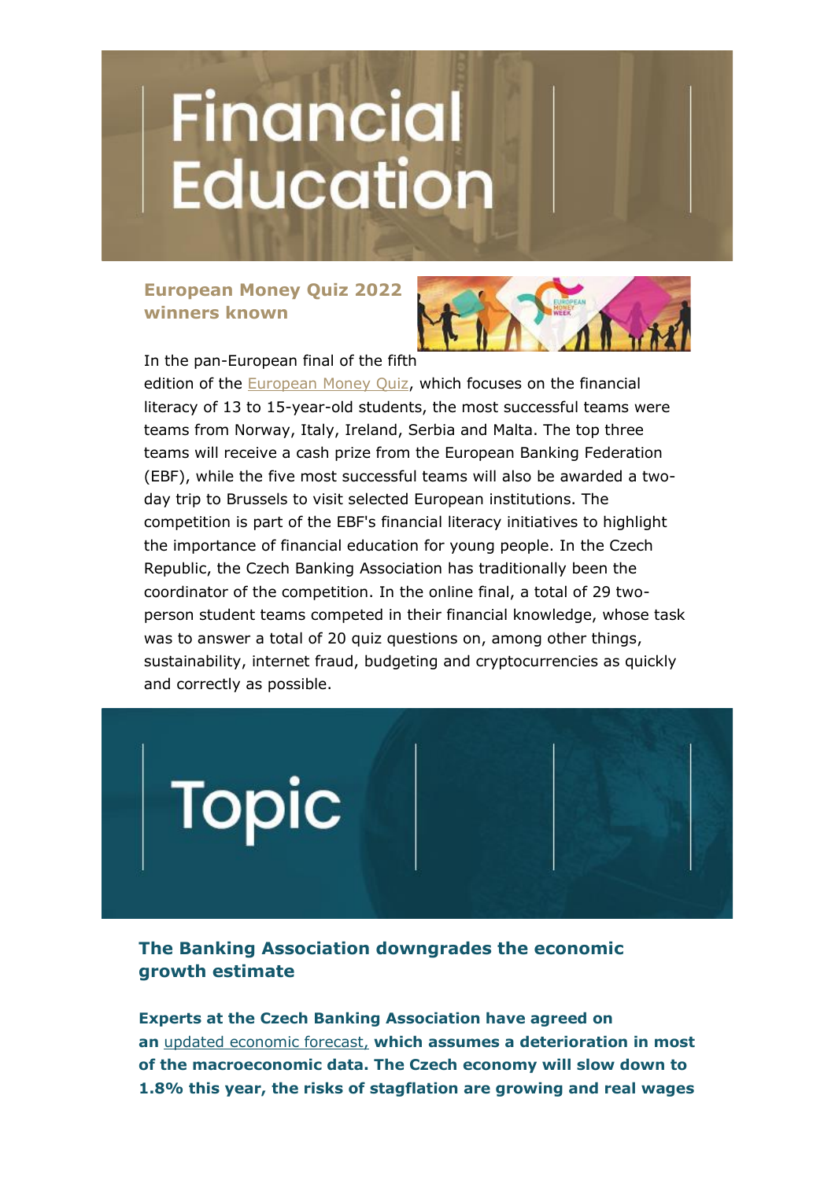# Financial Education

## European Money Quiz 2022 winners known

In the pan-European final of the fifth edition of the European Money Quiz, which focuses on the financial literacy of 13 to 15-year-old students, the most successful teams were teams from Norway, Italy, Ireland, Serbia and Malta. The top three teams will receive a cash prize from the European Banking Federation (EBF), while the five most successful teams will also be awarded a two-day trip to Brussels to visit selected European institutions. The competition is part of the EBF's financial literacy initiatives to highlight the importance of financial education for young people. In the Czech Republic, the Czech Banking Association has traditionally been the coordinator of the competition. In the online final, a total of 29 two-person student teams competed in their financial knowledge, whose task was to answer a total of 20 quiz questions on, among other things, sustainability, internet fraud, budgeting and cryptocurrencies as quickly and correctly as possible.

# Topic

## The Banking Association downgrades the economic growth estimate

**Experts at the Czech Banking Association have agreed on an updated economic forecast, which assumes a deterioration in most of the macroeconomic data. The Czech economy will slow down to 1.8% this year, the risks of stagflation are growing and real wages**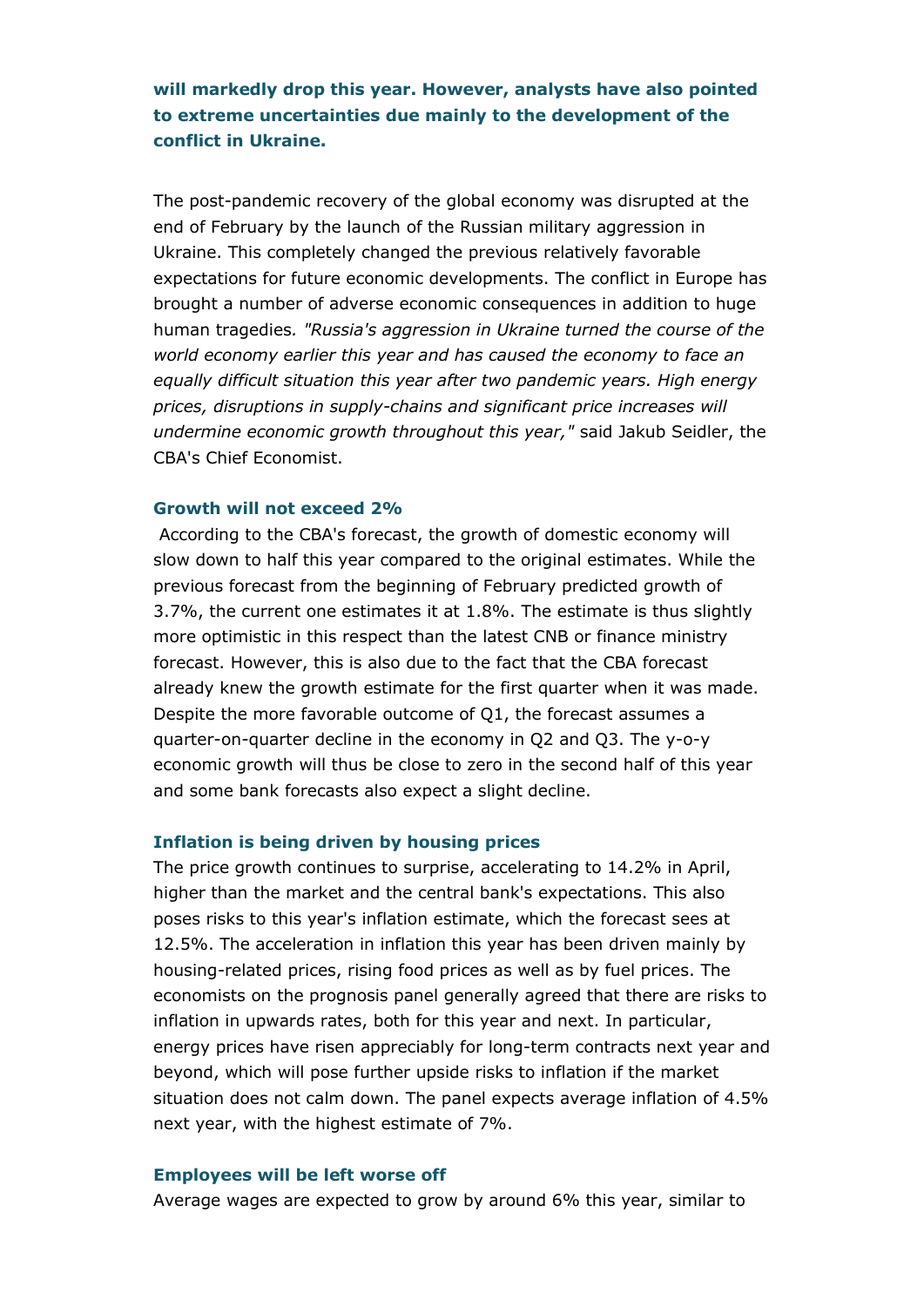**will markedly drop this year. However, analysts have also pointed to extreme uncertainties due mainly to the development of the conflict in Ukraine.**

The post-pandemic recovery of the global economy was disrupted at the end of February by the launch of the Russian military aggression in Ukraine. This completely changed the previous relatively favorable expectations for future economic developments. The conflict in Europe has brought a number of adverse economic consequences in addition to huge human tragedies*. "Russia's aggression in Ukraine turned the course of the world economy earlier this year and has caused the economy to face an equally difficult situation this year after two pandemic years. High energy prices, disruptions in supply-chains and significant price increases will undermine economic growth throughout this year,"* said Jakub Seidler, the CBA's Chief Economist.

### Growth will not exceed 2%

According to the CBA's forecast, the growth of domestic economy will slow down to half this year compared to the original estimates. While the previous forecast from the beginning of February predicted growth of 3.7%, the current one estimates it at 1.8%. The estimate is thus slightly more optimistic in this respect than the latest CNB or finance ministry forecast. However, this is also due to the fact that the CBA forecast already knew the growth estimate for the first quarter when it was made. Despite the more favorable outcome of Q1, the forecast assumes a quarter-on-quarter decline in the economy in Q2 and Q3. The y-o-y economic growth will thus be close to zero in the second half of this year and some bank forecasts also expect a slight decline.

### Inflation is being driven by housing prices

The price growth continues to surprise, accelerating to 14.2% in April, higher than the market and the central bank's expectations. This also poses risks to this year's inflation estimate, which the forecast sees at 12.5%. The acceleration in inflation this year has been driven mainly by housing-related prices, rising food prices as well as by fuel prices. The economists on the prognosis panel generally agreed that there are risks to inflation in upwards rates, both for this year and next. In particular, energy prices have risen appreciably for long-term contracts next year and beyond, which will pose further upside risks to inflation if the market situation does not calm down. The panel expects average inflation of 4.5% next year, with the highest estimate of 7%.

### Employees will be left worse off

Average wages are expected to grow by around 6% this year, similar to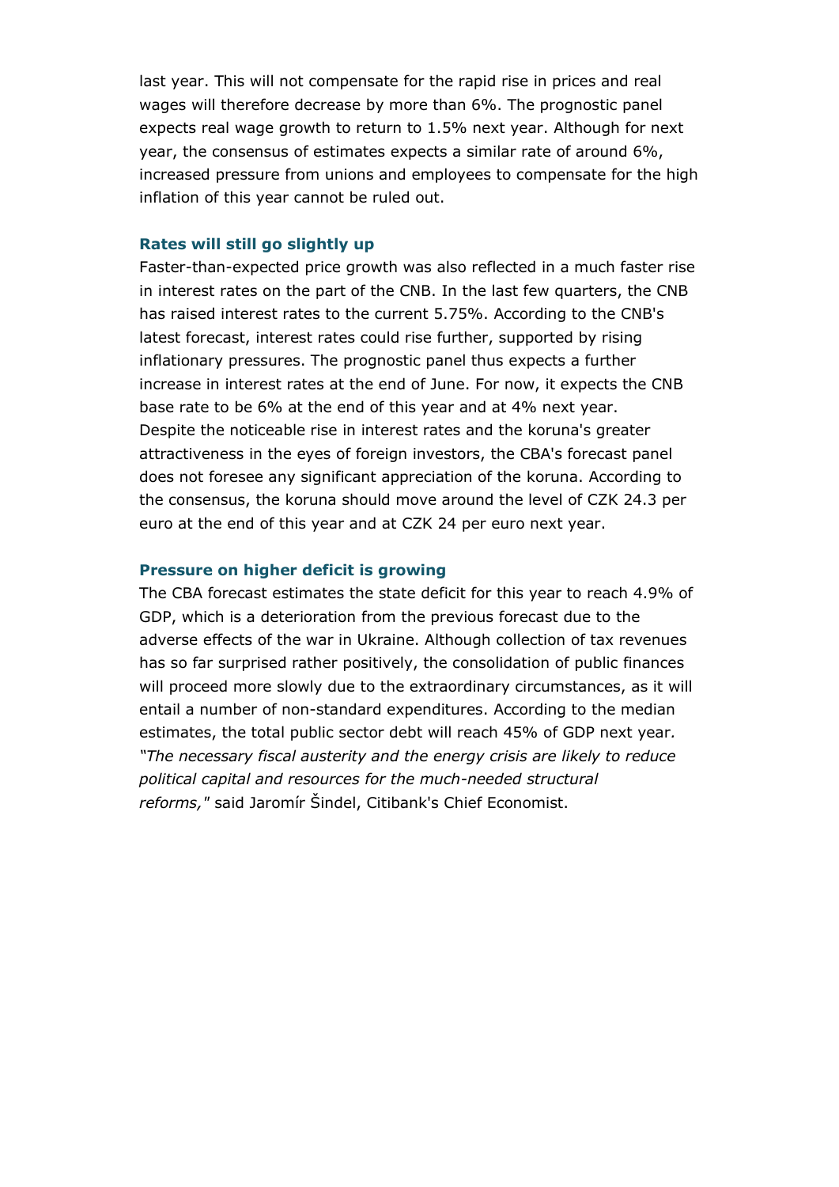last year. This will not compensate for the rapid rise in prices and real wages will therefore decrease by more than 6%. The prognostic panel expects real wage growth to return to 1.5% next year. Although for next year, the consensus of estimates expects a similar rate of around 6%, increased pressure from unions and employees to compensate for the high inflation of this year cannot be ruled out.

### Rates will still go slightly up

Faster-than-expected price growth was also reflected in a much faster rise in interest rates on the part of the CNB. In the last few quarters, the CNB has raised interest rates to the current 5.75%. According to the CNB's latest forecast, interest rates could rise further, supported by rising inflationary pressures. The prognostic panel thus expects a further increase in interest rates at the end of June. For now, it expects the CNB base rate to be 6% at the end of this year and at 4% next year. Despite the noticeable rise in interest rates and the koruna's greater attractiveness in the eyes of foreign investors, the CBA's forecast panel does not foresee any significant appreciation of the koruna. According to the consensus, the koruna should move around the level of CZK 24.3 per euro at the end of this year and at CZK 24 per euro next year.

### Pressure on higher deficit is growing

The CBA forecast estimates the state deficit for this year to reach 4.9% of GDP, which is a deterioration from the previous forecast due to the adverse effects of the war in Ukraine. Although collection of tax revenues has so far surprised rather positively, the consolidation of public finances will proceed more slowly due to the extraordinary circumstances, as it will entail a number of non-standard expenditures. According to the median estimates, the total public sector debt will reach 45% of GDP next year. *"The necessary fiscal austerity and the energy crisis are likely to reduce political capital and resources for the much-needed structural reforms,"* said Jaromír Šindel, Citibank's Chief Economist.